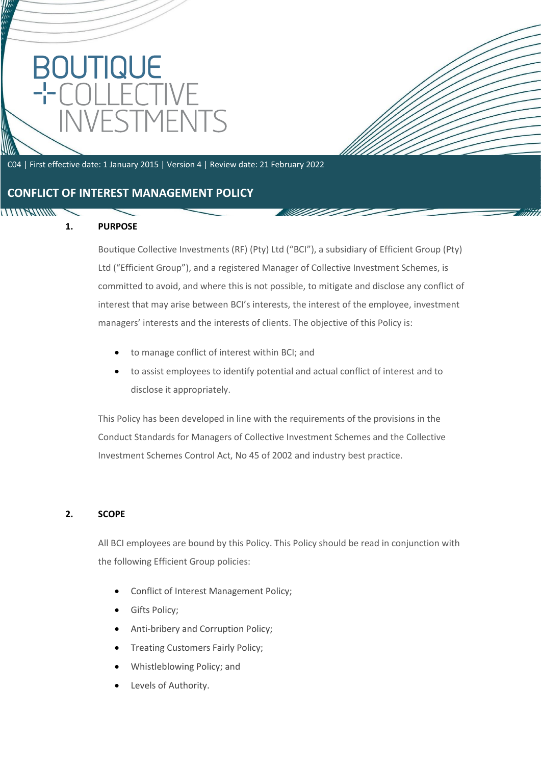# BOUTIQUE COLLECTIVE INVESTMENTS

C04 | First effective date: 1 January 2015 | Version 4 | Review date: 21 February 2022

## CONFLICT OF INTEREST MANAGEMENT POLICY

### 1. PURPOSE

Boutique Collective Investments (RF) (Pty) Ltd ("BCI"), a subsidiary of Efficient Group (Pty) Ltd ("Efficient Group"), and a registered Manager of Collective Investment Schemes, is committed to avoid, and where this is not possible, to mitigate and disclose any conflict of interest that may arise between BCI's interests, the interest of the employee, investment managers' interests and the interests of clients. The objective of this Policy is:

- to manage conflict of interest within BCI; and
- to assist employees to identify potential and actual conflict of interest and to disclose it appropriately.

This Policy has been developed in line with the requirements of the provisions in the Conduct Standards for Managers of Collective Investment Schemes and the Collective Investment Schemes Control Act, No 45 of 2002 and industry best practice.

### 2. SCOPE

All BCI employees are bound by this Policy. This Policy should be read in conjunction with the following Efficient Group policies:

- Conflict of Interest Management Policy;
- Gifts Policy;
- Anti-bribery and Corruption Policy;
- Treating Customers Fairly Policy;
- Whistleblowing Policy; and
- Levels of Authority.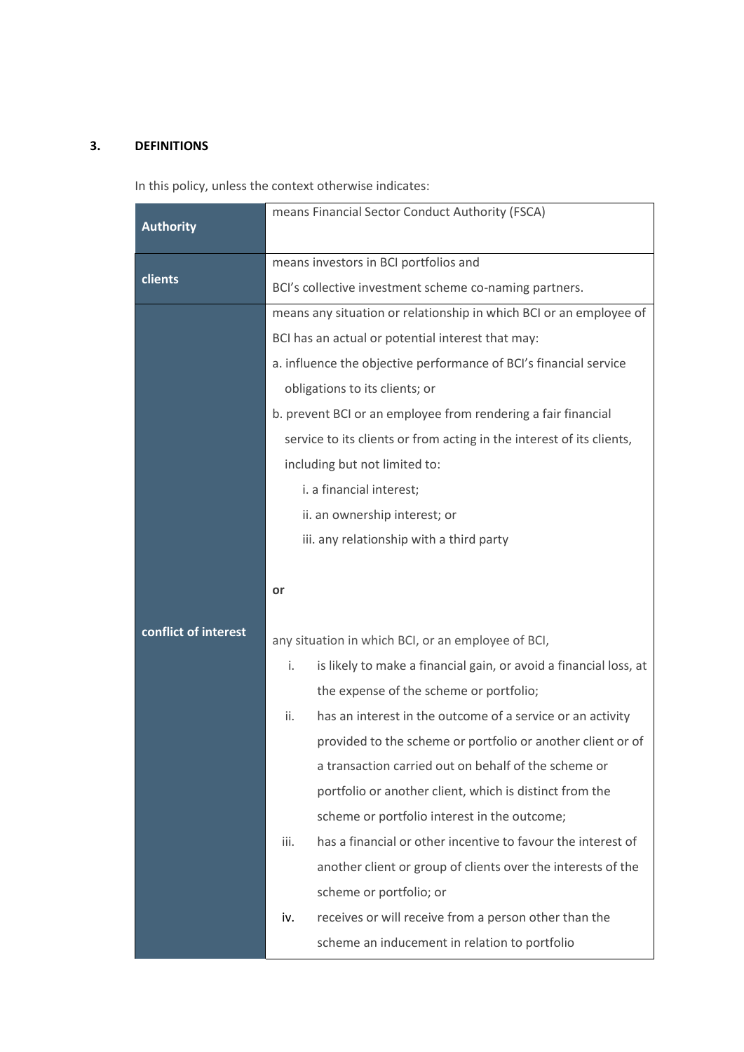## 3. DEFINITIONS

In this policy, unless the context otherwise indicates:

| | |
|---|---|
| **Authority** | means Financial Sector Conduct Authority (FSCA) |
| **clients** | means investors in BCI portfolios and<br>BCI's collective investment scheme co-naming partners. |
| **conflict of interest** | means any situation or relationship in which BCI or an employee of BCI has an actual or potential interest that may:<br>a. influence the objective performance of BCI's financial service obligations to its clients; or<br>b. prevent BCI or an employee from rendering a fair financial service to its clients or from acting in the interest of its clients, including but not limited to:<br>i. a financial interest;<br>ii. an ownership interest; or<br>iii. any relationship with a third party<br><br>**or**<br><br>any situation in which BCI, or an employee of BCI,<br>i. is likely to make a financial gain, or avoid a financial loss, at the expense of the scheme or portfolio;<br>ii. has an interest in the outcome of a service or an activity provided to the scheme or portfolio or another client or of a transaction carried out on behalf of the scheme or portfolio or another client, which is distinct from the scheme or portfolio interest in the outcome;<br>iii. has a financial or other incentive to favour the interest of another client or group of clients over the interests of the scheme or portfolio; or<br>iv. receives or will receive from a person other than the scheme an inducement in relation to portfolio |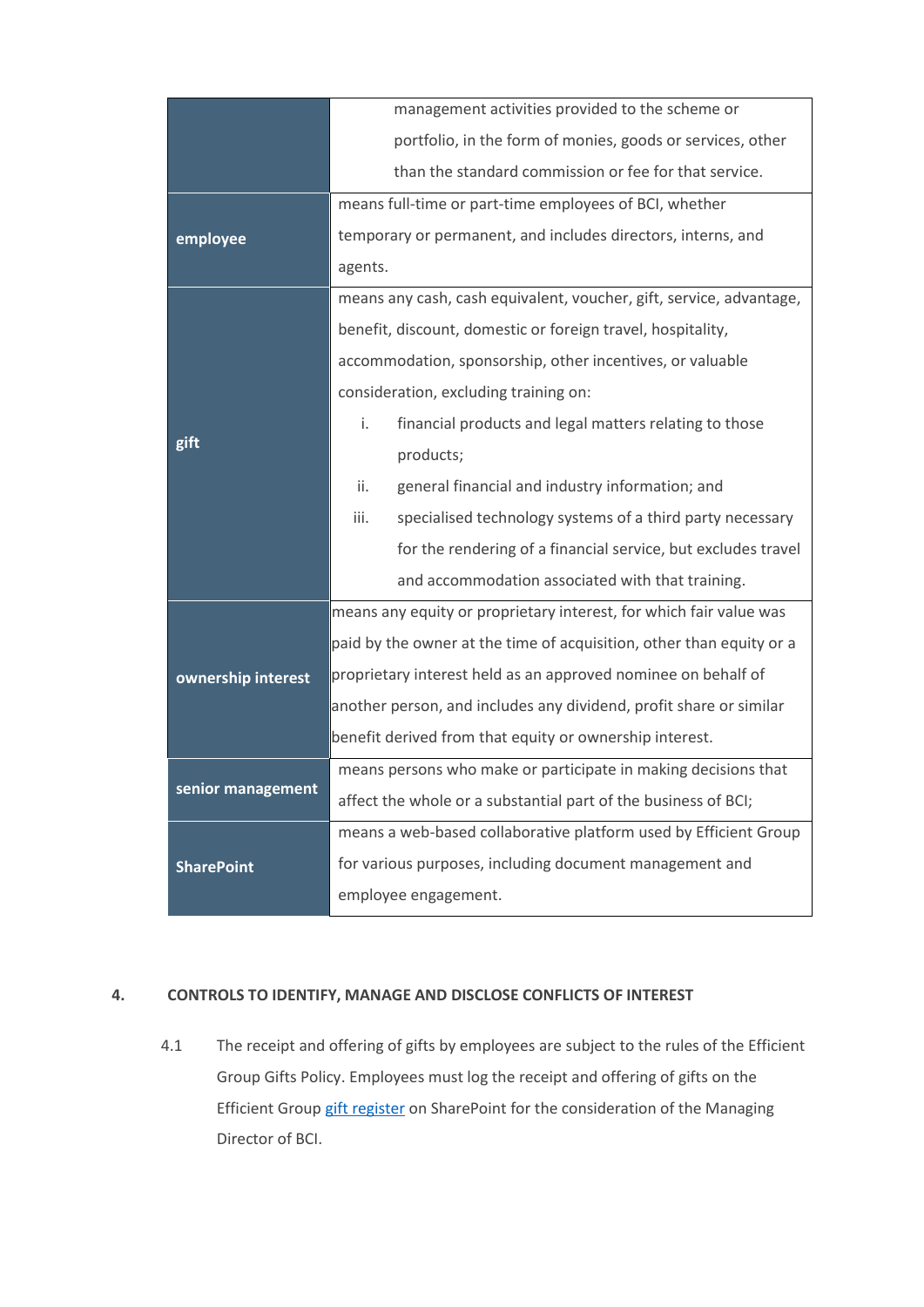| | |
|---|---|
| | management activities provided to the scheme or portfolio, in the form of monies, goods or services, other than the standard commission or fee for that service. |
| **employee** | means full-time or part-time employees of BCI, whether temporary or permanent, and includes directors, interns, and agents. |
| **gift** | means any cash, cash equivalent, voucher, gift, service, advantage, benefit, discount, domestic or foreign travel, hospitality, accommodation, sponsorship, other incentives, or valuable consideration, excluding training on:<br>i. financial products and legal matters relating to those products;<br>ii. general financial and industry information; and<br>iii. specialised technology systems of a third party necessary for the rendering of a financial service, but excludes travel and accommodation associated with that training. |
| **ownership interest** | means any equity or proprietary interest, for which fair value was paid by the owner at the time of acquisition, other than equity or a proprietary interest held as an approved nominee on behalf of another person, and includes any dividend, profit share or similar benefit derived from that equity or ownership interest. |
| **senior management** | means persons who make or participate in making decisions that affect the whole or a substantial part of the business of BCI; |
| **SharePoint** | means a web-based collaborative platform used by Efficient Group for various purposes, including document management and employee engagement. |

## 4. CONTROLS TO IDENTIFY, MANAGE AND DISCLOSE CONFLICTS OF INTEREST

4.1 The receipt and offering of gifts by employees are subject to the rules of the Efficient Group Gifts Policy. Employees must log the receipt and offering of gifts on the Efficient Group gift register on SharePoint for the consideration of the Managing Director of BCI.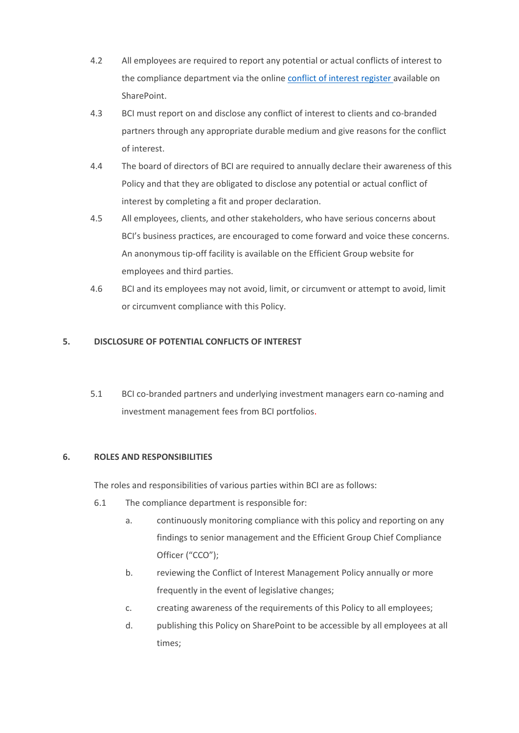4.2 All employees are required to report any potential or actual conflicts of interest to the compliance department via the online [conflict of interest register](#) available on SharePoint.

4.3 BCI must report on and disclose any conflict of interest to clients and co-branded partners through any appropriate durable medium and give reasons for the conflict of interest.

4.4 The board of directors of BCI are required to annually declare their awareness of this Policy and that they are obligated to disclose any potential or actual conflict of interest by completing a fit and proper declaration.

4.5 All employees, clients, and other stakeholders, who have serious concerns about BCI's business practices, are encouraged to come forward and voice these concerns. An anonymous tip-off facility is available on the Efficient Group website for employees and third parties.

4.6 BCI and its employees may not avoid, limit, or circumvent or attempt to avoid, limit or circumvent compliance with this Policy.

## 5. DISCLOSURE OF POTENTIAL CONFLICTS OF INTEREST

5.1 BCI co-branded partners and underlying investment managers earn co-naming and investment management fees from BCI portfolios.

## 6. ROLES AND RESPONSIBILITIES

The roles and responsibilities of various parties within BCI are as follows:

6.1 The compliance department is responsible for:

a. continuously monitoring compliance with this policy and reporting on any findings to senior management and the Efficient Group Chief Compliance Officer ("CCO");

b. reviewing the Conflict of Interest Management Policy annually or more frequently in the event of legislative changes;

c. creating awareness of the requirements of this Policy to all employees;

d. publishing this Policy on SharePoint to be accessible by all employees at all times;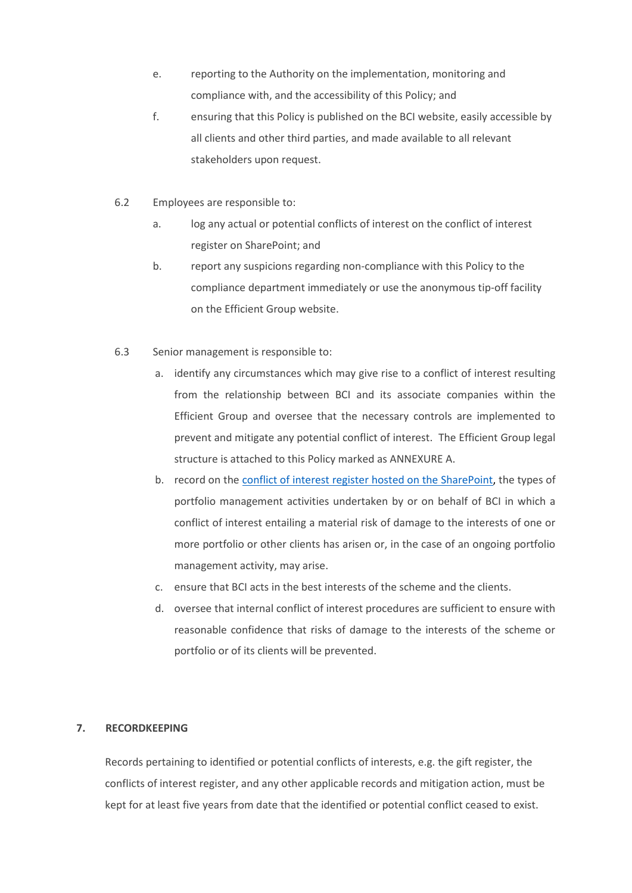e. reporting to the Authority on the implementation, monitoring and compliance with, and the accessibility of this Policy; and

f. ensuring that this Policy is published on the BCI website, easily accessible by all clients and other third parties, and made available to all relevant stakeholders upon request.

6.2 Employees are responsible to:

a. log any actual or potential conflicts of interest on the conflict of interest register on SharePoint; and

b. report any suspicions regarding non-compliance with this Policy to the compliance department immediately or use the anonymous tip-off facility on the Efficient Group website.

6.3 Senior management is responsible to:

a. identify any circumstances which may give rise to a conflict of interest resulting from the relationship between BCI and its associate companies within the Efficient Group and oversee that the necessary controls are implemented to prevent and mitigate any potential conflict of interest. The Efficient Group legal structure is attached to this Policy marked as ANNEXURE A.

b. record on the conflict of interest register hosted on the SharePoint, the types of portfolio management activities undertaken by or on behalf of BCI in which a conflict of interest entailing a material risk of damage to the interests of one or more portfolio or other clients has arisen or, in the case of an ongoing portfolio management activity, may arise.

c. ensure that BCI acts in the best interests of the scheme and the clients.

d. oversee that internal conflict of interest procedures are sufficient to ensure with reasonable confidence that risks of damage to the interests of the scheme or portfolio or of its clients will be prevented.

## 7. RECORDKEEPING

Records pertaining to identified or potential conflicts of interests, e.g. the gift register, the conflicts of interest register, and any other applicable records and mitigation action, must be kept for at least five years from date that the identified or potential conflict ceased to exist.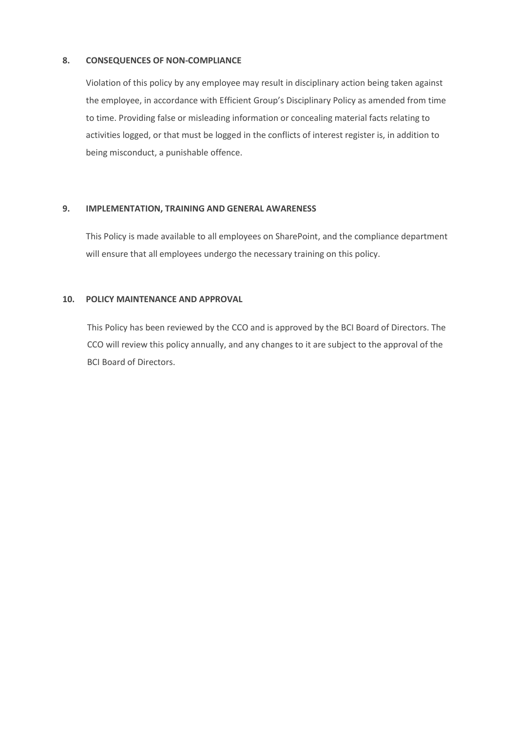## 8. CONSEQUENCES OF NON-COMPLIANCE

Violation of this policy by any employee may result in disciplinary action being taken against the employee, in accordance with Efficient Group's Disciplinary Policy as amended from time to time. Providing false or misleading information or concealing material facts relating to activities logged, or that must be logged in the conflicts of interest register is, in addition to being misconduct, a punishable offence.

## 9. IMPLEMENTATION, TRAINING AND GENERAL AWARENESS

This Policy is made available to all employees on SharePoint, and the compliance department will ensure that all employees undergo the necessary training on this policy.

## 10. POLICY MAINTENANCE AND APPROVAL

This Policy has been reviewed by the CCO and is approved by the BCI Board of Directors. The CCO will review this policy annually, and any changes to it are subject to the approval of the BCI Board of Directors.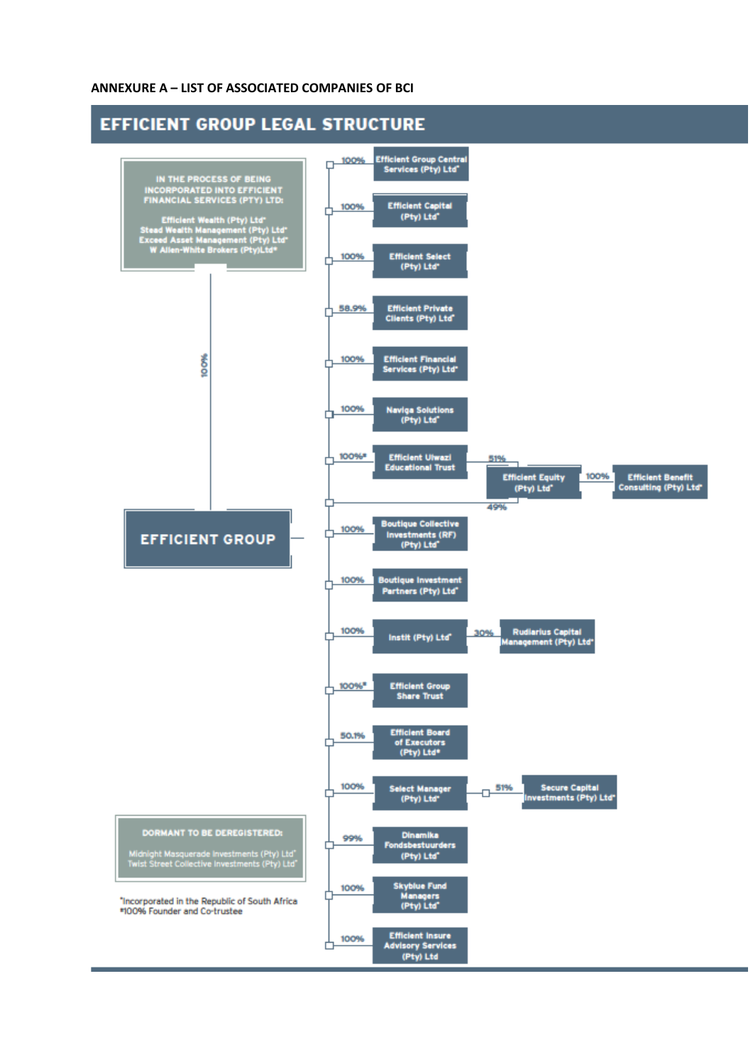**ANNEXURE A – LIST OF ASSOCIATED COMPANIES OF BCI**

## EFFICIENT GROUP LEGAL STRUCTURE

IN THE PROCESS OF BEING INCORPORATED INTO EFFICIENT FINANCIAL SERVICES (PTY) LTD:

Efficient Wealth (Pty) Ltd*
Stead Wealth Management (Pty) Ltd*
Exceed Asset Management (Pty) Ltd*
W Allen-White Brokers (Pty)Ltd*

100%

EFFICIENT GROUP

100% Efficient Group Central Services (Pty) Ltd*

100% Efficient Capital (Pty) Ltd*

100% Efficient Select (Pty) Ltd*

58.9% Efficient Private Clients (Pty) Ltd*

100% Efficient Financial Services (Pty) Ltd*

100% Naviga Solutions (Pty) Ltd*

100%# Efficient Ulwazi Educational Trust — 51% Efficient Equity (Pty) Ltd* — 100% Efficient Benefit Consulting (Pty) Ltd*

49% Efficient Equity (Pty) Ltd*

100% Boutique Collective Investments (RF) (Pty) Ltd*

100% Boutique Investment Partners (Pty) Ltd*

100% Instit (Pty) Ltd* — 30% Rudiarius Capital Management (Pty) Ltd*

100%# Efficient Group Share Trust

50.1% Efficient Board of Executors (Pty) Ltd*

100% Select Manager (Pty) Ltd* — 51% Secure Capital Investments (Pty) Ltd*

99% Dinamika Fondsbestuurders (Pty) Ltd*

100% Skyblue Fund Managers (Pty) Ltd*

100% Efficient Insure Advisory Services (Pty) Ltd

DORMANT TO BE DEREGISTERED:

Midnight Masquerade Investments (Pty) Ltd*
Twist Street Collective Investments (Pty) Ltd*

*Incorporated in the Republic of South Africa
#100% Founder and Co-trustee